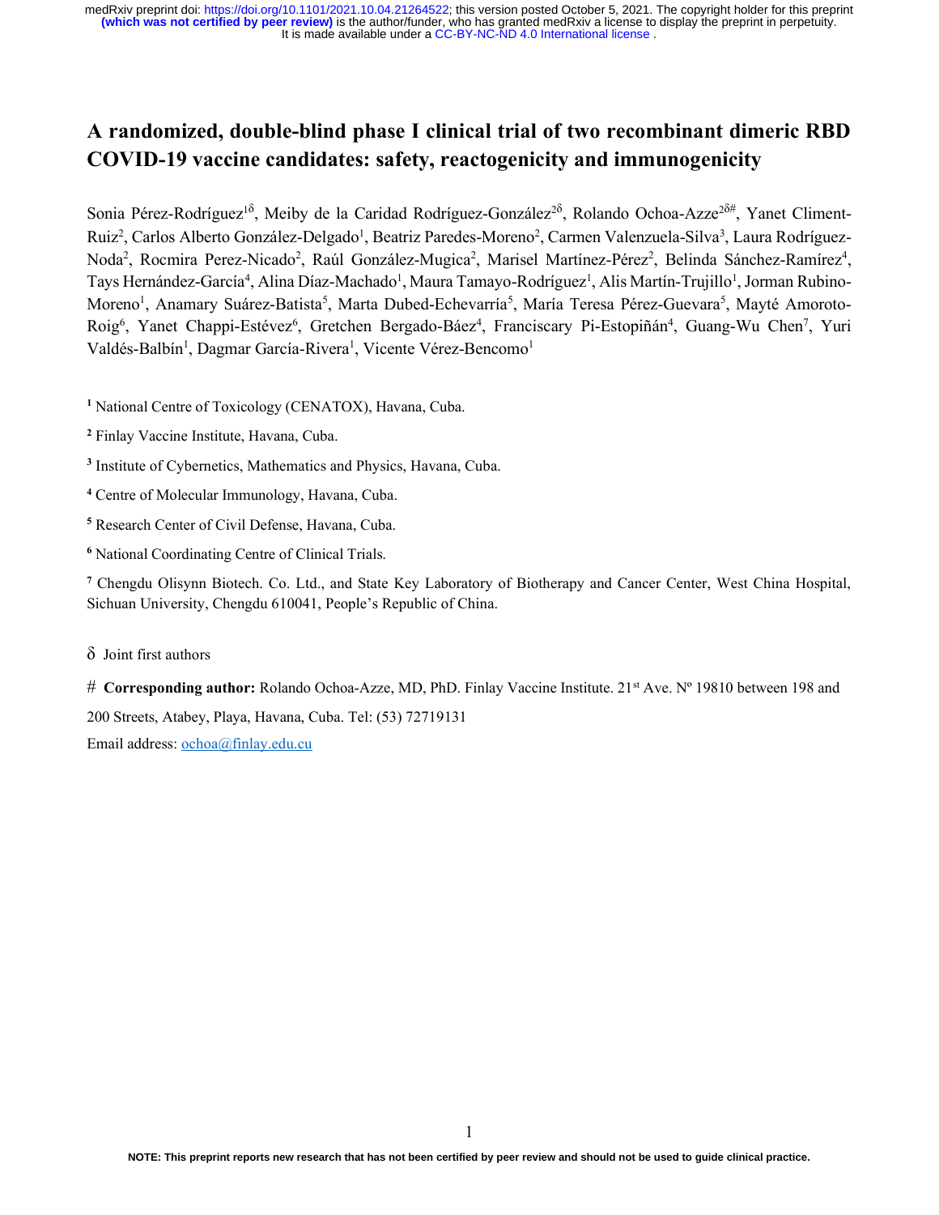# A randomized, double-blind phase I clinical trial of two recombinant dimeric RBD COVID-19 vaccine candidates: safety, reactogenicity and immunogenicity

Sonia Pérez-Rodríguez[1δ], Meiby de la Caridad Rodríguez-González[2δ], Rolando Ochoa-Azze[2δ#], Yanet Climent-Ruiz[2], Carlos Alberto González-Delgado[1], Beatriz Paredes-Moreno[2], Carmen Valenzuela-Silva[3], Laura Rodríguez-Noda[2], Rocmira Perez-Nicado[2], Raúl González-Mugica[2], Marisel Martínez-Pérez[2], Belinda Sánchez-Ramírez[4], Tays Hernández-García[4], Alina Díaz-Machado[1], Maura Tamayo-Rodríguez[1], Alis Martín-Trujillo[1], Jorman Rubino-Moreno[1], Anamary Suárez-Batista[5], Marta Dubed-Echevarría[5], María Teresa Pérez-Guevara[5], Mayté Amoroto-Roig[6], Yanet Chappi-Estévez[6], Gretchen Bergado-Báez[4], Franciscary Pi-Estopiñán[4], Guang-Wu Chen[7], Yuri Valdés-Balbín[1], Dagmar García-Rivera[1], Vicente Vérez-Bencomo[1]

[1] National Centre of Toxicology (CENATOX), Havana, Cuba.

[2] Finlay Vaccine Institute, Havana, Cuba.

[3] Institute of Cybernetics, Mathematics and Physics, Havana, Cuba.

[4] Centre of Molecular Immunology, Havana, Cuba.

[5] Research Center of Civil Defense, Havana, Cuba.

[6] National Coordinating Centre of Clinical Trials.

[7] Chengdu Olisynn Biotech. Co. Ltd., and State Key Laboratory of Biotherapy and Cancer Center, West China Hospital, Sichuan University, Chengdu 610041, People's Republic of China.

δ Joint first authors

# **Corresponding author:** Rolando Ochoa-Azze, MD, PhD. Finlay Vaccine Institute. 21st Ave. Nº 19810 between 198 and 200 Streets, Atabey, Playa, Havana, Cuba. Tel: (53) 72719131

Email address: ochoa@finlay.edu.cu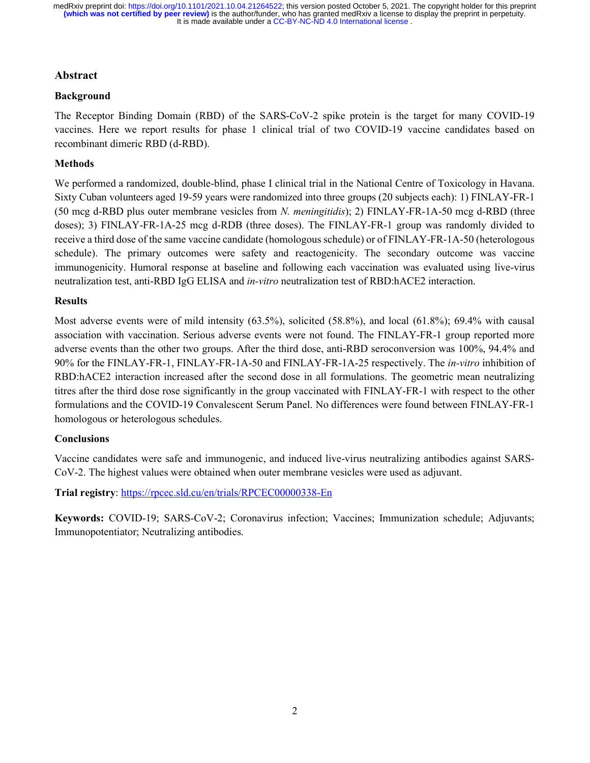## Abstract

### Background

The Receptor Binding Domain (RBD) of the SARS-CoV-2 spike protein is the target for many COVID-19 vaccines. Here we report results for phase 1 clinical trial of two COVID-19 vaccine candidates based on recombinant dimeric RBD (d-RBD).

### Methods

We performed a randomized, double-blind, phase I clinical trial in the National Centre of Toxicology in Havana. Sixty Cuban volunteers aged 19-59 years were randomized into three groups (20 subjects each): 1) FINLAY-FR-1 (50 mcg d-RBD plus outer membrane vesicles from *N. meningitidis*); 2) FINLAY-FR-1A-50 mcg d-RBD (three doses); 3) FINLAY-FR-1A-25 mcg d-RDB (three doses). The FINLAY-FR-1 group was randomly divided to receive a third dose of the same vaccine candidate (homologous schedule) or of FINLAY-FR-1A-50 (heterologous schedule). The primary outcomes were safety and reactogenicity. The secondary outcome was vaccine immunogenicity. Humoral response at baseline and following each vaccination was evaluated using live-virus neutralization test, anti-RBD IgG ELISA and *in-vitro* neutralization test of RBD:hACE2 interaction.

### Results

Most adverse events were of mild intensity (63.5%), solicited (58.8%), and local (61.8%); 69.4% with causal association with vaccination. Serious adverse events were not found. The FINLAY-FR-1 group reported more adverse events than the other two groups. After the third dose, anti-RBD seroconversion was 100%, 94.4% and 90% for the FINLAY-FR-1, FINLAY-FR-1A-50 and FINLAY-FR-1A-25 respectively. The *in-vitro* inhibition of RBD:hACE2 interaction increased after the second dose in all formulations. The geometric mean neutralizing titres after the third dose rose significantly in the group vaccinated with FINLAY-FR-1 with respect to the other formulations and the COVID-19 Convalescent Serum Panel. No differences were found between FINLAY-FR-1 homologous or heterologous schedules.

### Conclusions

Vaccine candidates were safe and immunogenic, and induced live-virus neutralizing antibodies against SARS-CoV-2. The highest values were obtained when outer membrane vesicles were used as adjuvant.

**Trial registry**: https://rpcec.sld.cu/en/trials/RPCEC00000338-En

**Keywords:** COVID-19; SARS-CoV-2; Coronavirus infection; Vaccines; Immunization schedule; Adjuvants; Immunopotentiator; Neutralizing antibodies.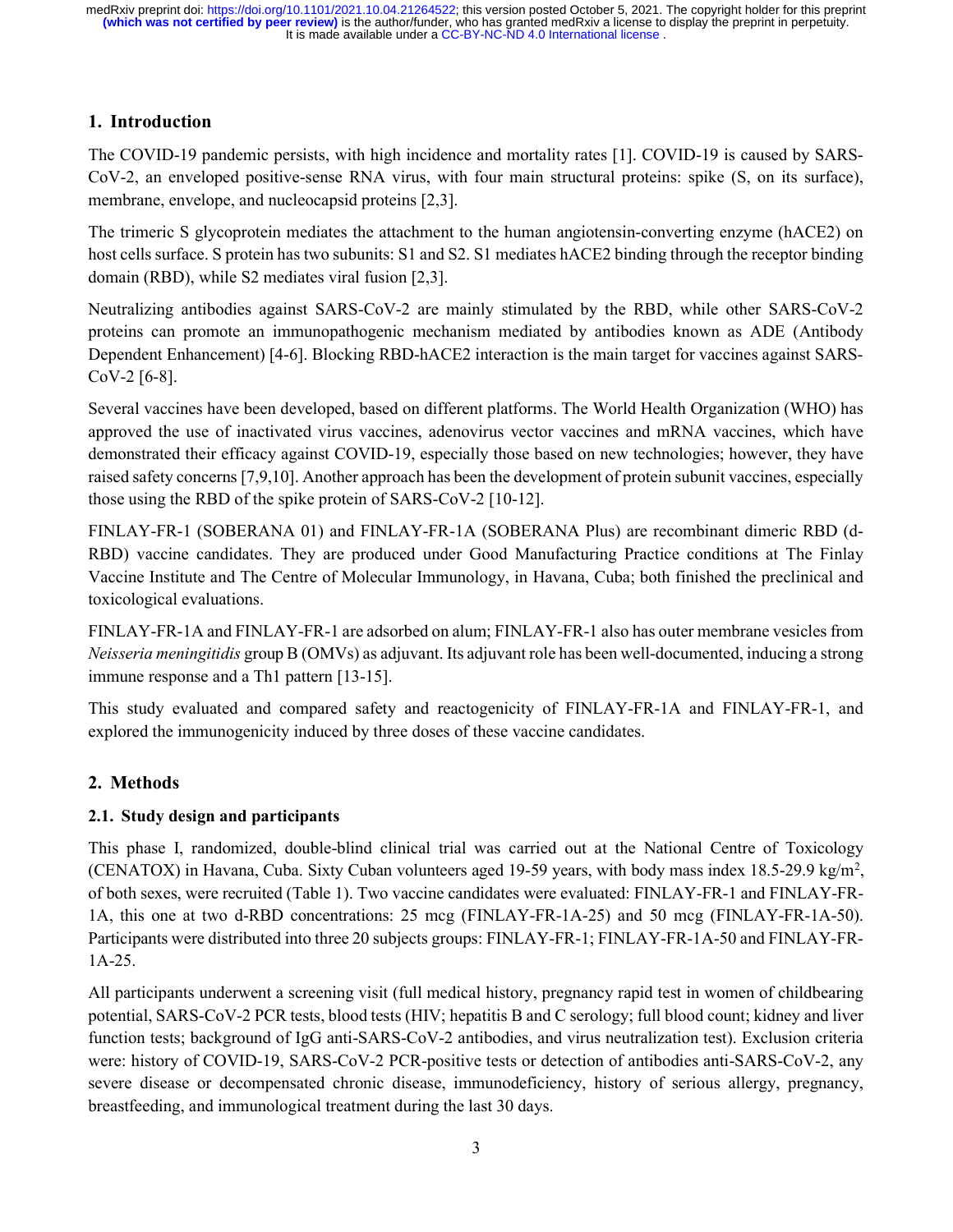## 1. Introduction

The COVID-19 pandemic persists, with high incidence and mortality rates [1]. COVID-19 is caused by SARS-CoV-2, an enveloped positive-sense RNA virus, with four main structural proteins: spike (S, on its surface), membrane, envelope, and nucleocapsid proteins [2,3].

The trimeric S glycoprotein mediates the attachment to the human angiotensin-converting enzyme (hACE2) on host cells surface. S protein has two subunits: S1 and S2. S1 mediates hACE2 binding through the receptor binding domain (RBD), while S2 mediates viral fusion [2,3].

Neutralizing antibodies against SARS-CoV-2 are mainly stimulated by the RBD, while other SARS-CoV-2 proteins can promote an immunopathogenic mechanism mediated by antibodies known as ADE (Antibody Dependent Enhancement) [4-6]. Blocking RBD-hACE2 interaction is the main target for vaccines against SARS-CoV-2 [6-8].

Several vaccines have been developed, based on different platforms. The World Health Organization (WHO) has approved the use of inactivated virus vaccines, adenovirus vector vaccines and mRNA vaccines, which have demonstrated their efficacy against COVID-19, especially those based on new technologies; however, they have raised safety concerns [7,9,10]. Another approach has been the development of protein subunit vaccines, especially those using the RBD of the spike protein of SARS-CoV-2 [10-12].

FINLAY-FR-1 (SOBERANA 01) and FINLAY-FR-1A (SOBERANA Plus) are recombinant dimeric RBD (d-RBD) vaccine candidates. They are produced under Good Manufacturing Practice conditions at The Finlay Vaccine Institute and The Centre of Molecular Immunology, in Havana, Cuba; both finished the preclinical and toxicological evaluations.

FINLAY-FR-1A and FINLAY-FR-1 are adsorbed on alum; FINLAY-FR-1 also has outer membrane vesicles from *Neisseria meningitidis* group B (OMVs) as adjuvant. Its adjuvant role has been well-documented, inducing a strong immune response and a Th1 pattern [13-15].

This study evaluated and compared safety and reactogenicity of FINLAY-FR-1A and FINLAY-FR-1, and explored the immunogenicity induced by three doses of these vaccine candidates.

## 2. Methods

### 2.1. Study design and participants

This phase I, randomized, double-blind clinical trial was carried out at the National Centre of Toxicology (CENATOX) in Havana, Cuba. Sixty Cuban volunteers aged 19-59 years, with body mass index 18.5-29.9 kg/m$^2$, of both sexes, were recruited (Table 1). Two vaccine candidates were evaluated: FINLAY-FR-1 and FINLAY-FR-1A, this one at two d-RBD concentrations: 25 mcg (FINLAY-FR-1A-25) and 50 mcg (FINLAY-FR-1A-50). Participants were distributed into three 20 subjects groups: FINLAY-FR-1; FINLAY-FR-1A-50 and FINLAY-FR-1A-25.

All participants underwent a screening visit (full medical history, pregnancy rapid test in women of childbearing potential, SARS-CoV-2 PCR tests, blood tests (HIV; hepatitis B and C serology; full blood count; kidney and liver function tests; background of IgG anti-SARS-CoV-2 antibodies, and virus neutralization test). Exclusion criteria were: history of COVID-19, SARS-CoV-2 PCR-positive tests or detection of antibodies anti-SARS-CoV-2, any severe disease or decompensated chronic disease, immunodeficiency, history of serious allergy, pregnancy, breastfeeding, and immunological treatment during the last 30 days.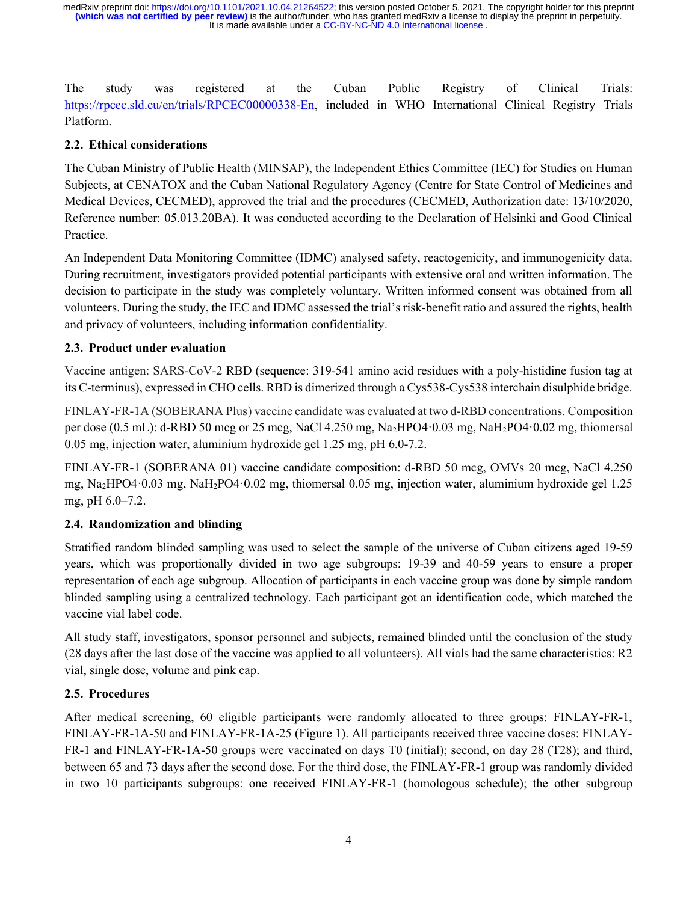The study was registered at the Cuban Public Registry of Clinical Trials: https://rpcec.sld.cu/en/trials/RPCEC00000338-En, included in WHO International Clinical Registry Trials Platform.

### 2.2. Ethical considerations

The Cuban Ministry of Public Health (MINSAP), the Independent Ethics Committee (IEC) for Studies on Human Subjects, at CENATOX and the Cuban National Regulatory Agency (Centre for State Control of Medicines and Medical Devices, CECMED), approved the trial and the procedures (CECMED, Authorization date: 13/10/2020, Reference number: 05.013.20BA). It was conducted according to the Declaration of Helsinki and Good Clinical Practice.

An Independent Data Monitoring Committee (IDMC) analysed safety, reactogenicity, and immunogenicity data. During recruitment, investigators provided potential participants with extensive oral and written information. The decision to participate in the study was completely voluntary. Written informed consent was obtained from all volunteers. During the study, the IEC and IDMC assessed the trial's risk-benefit ratio and assured the rights, health and privacy of volunteers, including information confidentiality.

### 2.3. Product under evaluation

Vaccine antigen: SARS-CoV-2 RBD (sequence: 319-541 amino acid residues with a poly-histidine fusion tag at its C-terminus), expressed in CHO cells. RBD is dimerized through a Cys538-Cys538 interchain disulphide bridge.

FINLAY-FR-1A (SOBERANA Plus) vaccine candidate was evaluated at two d-RBD concentrations. Composition per dose (0.5 mL): d-RBD 50 mcg or 25 mcg, NaCl 4.250 mg, $Na_2HPO4 \cdot 0.03$ mg, $NaH_2PO4 \cdot 0.02$ mg, thiomersal 0.05 mg, injection water, aluminium hydroxide gel 1.25 mg, pH 6.0-7.2.

FINLAY-FR-1 (SOBERANA 01) vaccine candidate composition: d-RBD 50 mcg, OMVs 20 mcg, NaCl 4.250 mg, $Na_2HPO4 \cdot 0.03$ mg, $NaH_2PO4 \cdot 0.02$ mg, thiomersal 0.05 mg, injection water, aluminium hydroxide gel 1.25 mg, pH 6.0–7.2.

### 2.4. Randomization and blinding

Stratified random blinded sampling was used to select the sample of the universe of Cuban citizens aged 19-59 years, which was proportionally divided in two age subgroups: 19-39 and 40-59 years to ensure a proper representation of each age subgroup. Allocation of participants in each vaccine group was done by simple random blinded sampling using a centralized technology. Each participant got an identification code, which matched the vaccine vial label code.

All study staff, investigators, sponsor personnel and subjects, remained blinded until the conclusion of the study (28 days after the last dose of the vaccine was applied to all volunteers). All vials had the same characteristics: R2 vial, single dose, volume and pink cap.

### 2.5. Procedures

After medical screening, 60 eligible participants were randomly allocated to three groups: FINLAY-FR-1, FINLAY-FR-1A-50 and FINLAY-FR-1A-25 (Figure 1). All participants received three vaccine doses: FINLAY-FR-1 and FINLAY-FR-1A-50 groups were vaccinated on days T0 (initial); second, on day 28 (T28); and third, between 65 and 73 days after the second dose. For the third dose, the FINLAY-FR-1 group was randomly divided in two 10 participants subgroups: one received FINLAY-FR-1 (homologous schedule); the other subgroup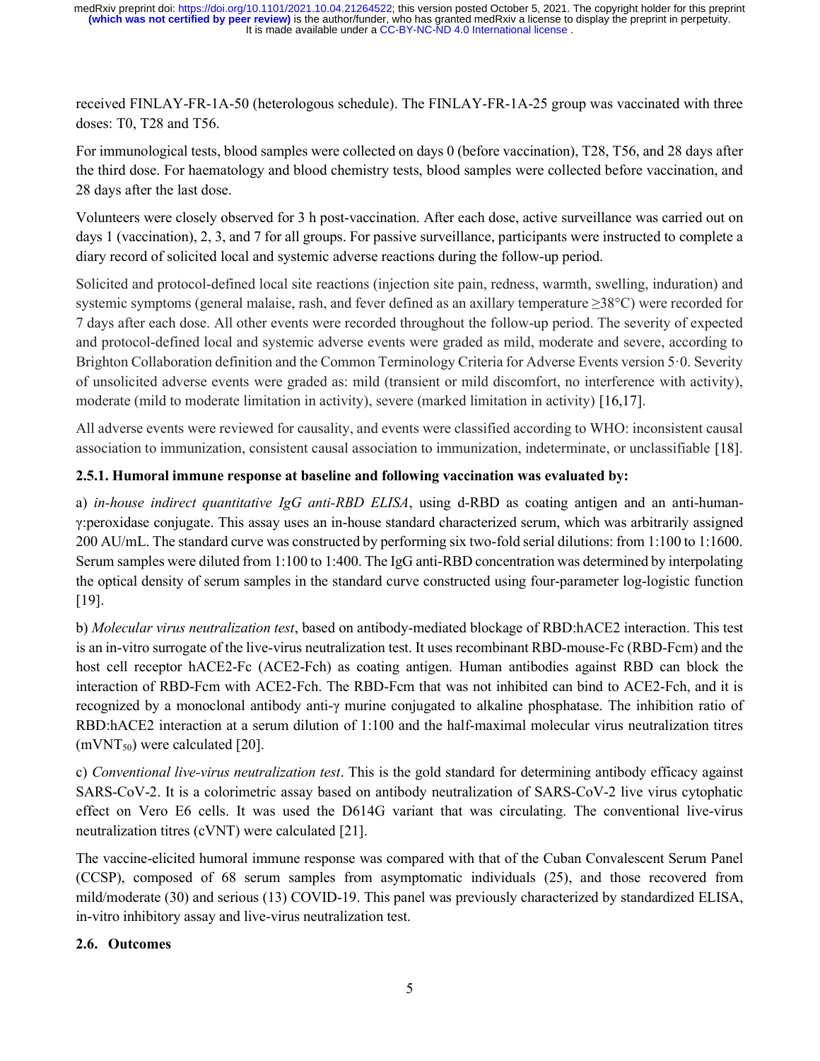received FINLAY-FR-1A-50 (heterologous schedule). The FINLAY-FR-1A-25 group was vaccinated with three doses: T0, T28 and T56.

For immunological tests, blood samples were collected on days 0 (before vaccination), T28, T56, and 28 days after the third dose. For haematology and blood chemistry tests, blood samples were collected before vaccination, and 28 days after the last dose.

Volunteers were closely observed for 3 h post-vaccination. After each dose, active surveillance was carried out on days 1 (vaccination), 2, 3, and 7 for all groups. For passive surveillance, participants were instructed to complete a diary record of solicited local and systemic adverse reactions during the follow-up period.

Solicited and protocol-defined local site reactions (injection site pain, redness, warmth, swelling, induration) and systemic symptoms (general malaise, rash, and fever defined as an axillary temperature ≥38°C) were recorded for 7 days after each dose. All other events were recorded throughout the follow-up period. The severity of expected and protocol-defined local and systemic adverse events were graded as mild, moderate and severe, according to Brighton Collaboration definition and the Common Terminology Criteria for Adverse Events version 5·0. Severity of unsolicited adverse events were graded as: mild (transient or mild discomfort, no interference with activity), moderate (mild to moderate limitation in activity), severe (marked limitation in activity) [16,17].

All adverse events were reviewed for causality, and events were classified according to WHO: inconsistent causal association to immunization, consistent causal association to immunization, indeterminate, or unclassifiable [18].

#### 2.5.1. Humoral immune response at baseline and following vaccination was evaluated by:

a) *in-house indirect quantitative IgG anti-RBD ELISA*, using d-RBD as coating antigen and an anti-human-γ:peroxidase conjugate. This assay uses an in-house standard characterized serum, which was arbitrarily assigned 200 AU/mL. The standard curve was constructed by performing six two-fold serial dilutions: from 1:100 to 1:1600. Serum samples were diluted from 1:100 to 1:400. The IgG anti-RBD concentration was determined by interpolating the optical density of serum samples in the standard curve constructed using four-parameter log-logistic function [19].

b) *Molecular virus neutralization test*, based on antibody-mediated blockage of RBD:hACE2 interaction. This test is an in-vitro surrogate of the live-virus neutralization test. It uses recombinant RBD-mouse-Fc (RBD-Fcm) and the host cell receptor hACE2-Fc (ACE2-Fch) as coating antigen. Human antibodies against RBD can block the interaction of RBD-Fcm with ACE2-Fch. The RBD-Fcm that was not inhibited can bind to ACE2-Fch, and it is recognized by a monoclonal antibody anti-γ murine conjugated to alkaline phosphatase. The inhibition ratio of RBD:hACE2 interaction at a serum dilution of 1:100 and the half-maximal molecular virus neutralization titres ($mVNT_{50}$) were calculated [20].

c) *Conventional live-virus neutralization test*. This is the gold standard for determining antibody efficacy against SARS-CoV-2. It is a colorimetric assay based on antibody neutralization of SARS-CoV-2 live virus cytophatic effect on Vero E6 cells. It was used the D614G variant that was circulating. The conventional live-virus neutralization titres (cVNT) were calculated [21].

The vaccine-elicited humoral immune response was compared with that of the Cuban Convalescent Serum Panel (CCSP), composed of 68 serum samples from asymptomatic individuals (25), and those recovered from mild/moderate (30) and serious (13) COVID-19. This panel was previously characterized by standardized ELISA, in-vitro inhibitory assay and live-virus neutralization test.

### 2.6. Outcomes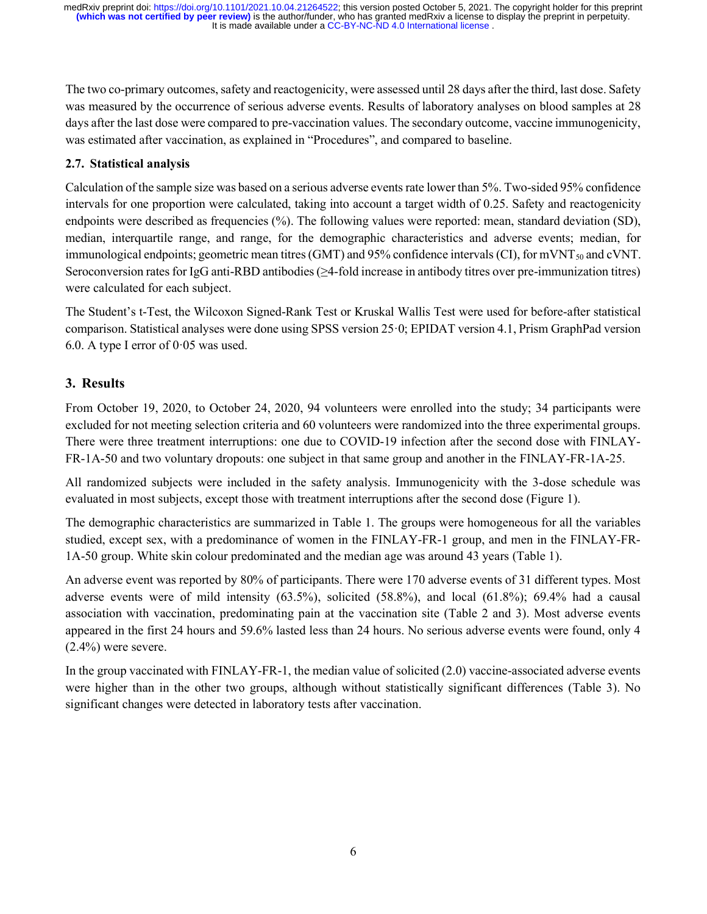The two co-primary outcomes, safety and reactogenicity, were assessed until 28 days after the third, last dose. Safety was measured by the occurrence of serious adverse events. Results of laboratory analyses on blood samples at 28 days after the last dose were compared to pre-vaccination values. The secondary outcome, vaccine immunogenicity, was estimated after vaccination, as explained in "Procedures", and compared to baseline.

### 2.7. Statistical analysis

Calculation of the sample size was based on a serious adverse events rate lower than 5%. Two-sided 95% confidence intervals for one proportion were calculated, taking into account a target width of 0.25. Safety and reactogenicity endpoints were described as frequencies (%). The following values were reported: mean, standard deviation (SD), median, interquartile range, and range, for the demographic characteristics and adverse events; median, for immunological endpoints; geometric mean titres (GMT) and 95% confidence intervals (CI), for $mVNT_{50}$ and cVNT. Seroconversion rates for IgG anti-RBD antibodies (≥4-fold increase in antibody titres over pre-immunization titres) were calculated for each subject.

The Student's t-Test, the Wilcoxon Signed-Rank Test or Kruskal Wallis Test were used for before-after statistical comparison. Statistical analyses were done using SPSS version 25·0; EPIDAT version 4.1, Prism GraphPad version 6.0. A type I error of 0·05 was used.

## 3. Results

From October 19, 2020, to October 24, 2020, 94 volunteers were enrolled into the study; 34 participants were excluded for not meeting selection criteria and 60 volunteers were randomized into the three experimental groups. There were three treatment interruptions: one due to COVID-19 infection after the second dose with FINLAY-FR-1A-50 and two voluntary dropouts: one subject in that same group and another in the FINLAY-FR-1A-25.

All randomized subjects were included in the safety analysis. Immunogenicity with the 3-dose schedule was evaluated in most subjects, except those with treatment interruptions after the second dose (Figure 1).

The demographic characteristics are summarized in Table 1. The groups were homogeneous for all the variables studied, except sex, with a predominance of women in the FINLAY-FR-1 group, and men in the FINLAY-FR-1A-50 group. White skin colour predominated and the median age was around 43 years (Table 1).

An adverse event was reported by 80% of participants. There were 170 adverse events of 31 different types. Most adverse events were of mild intensity (63.5%), solicited (58.8%), and local (61.8%); 69.4% had a causal association with vaccination, predominating pain at the vaccination site (Table 2 and 3). Most adverse events appeared in the first 24 hours and 59.6% lasted less than 24 hours. No serious adverse events were found, only 4 (2.4%) were severe.

In the group vaccinated with FINLAY-FR-1, the median value of solicited (2.0) vaccine-associated adverse events were higher than in the other two groups, although without statistically significant differences (Table 3). No significant changes were detected in laboratory tests after vaccination.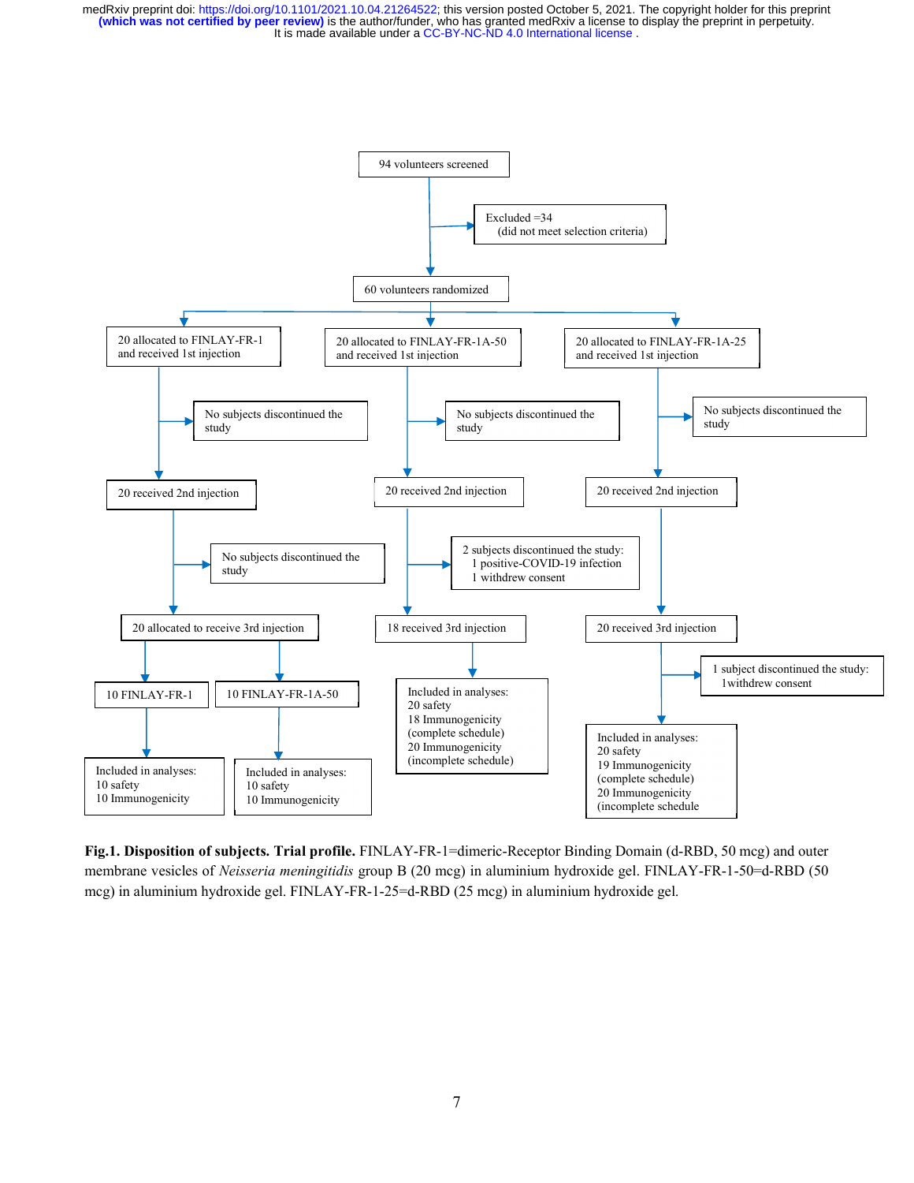medRxiv preprint doi: https://doi.org/10.1101/2021.10.04.21264522; this version posted October 5, 2021. The copyright holder for this preprint (which was not certified by peer review) is the author/funder, who has granted medRxiv a license to display the preprint in perpetuity. It is made available under a CC-BY-NC-ND 4.0 International license .

94 volunteers screened

Excluded =34
(did not meet selection criteria)

60 volunteers randomized

20 allocated to FINLAY-FR-1 and received 1st injection

20 allocated to FINLAY-FR-1A-50 and received 1st injection

20 allocated to FINLAY-FR-1A-25 and received 1st injection

No subjects discontinued the study

No subjects discontinued the study

No subjects discontinued the study

20 received 2nd injection

20 received 2nd injection

20 received 2nd injection

No subjects discontinued the study

2 subjects discontinued the study:
1 positive-COVID-19 infection
1 withdrew consent

20 allocated to receive 3rd injection

18 received 3rd injection

20 received 3rd injection

1 subject discontinued the study:
1withdrew consent

10 FINLAY-FR-1

10 FINLAY-FR-1A-50

Included in analyses:
10 safety
10 Immunogenicity

Included in analyses:
10 safety
10 Immunogenicity

Included in analyses:
20 safety
18 Immunogenicity
(complete schedule)
20 Immunogenicity
(incomplete schedule)

Included in analyses:
20 safety
19 Immunogenicity
(complete schedule)
20 Immunogenicity
(incomplete schedule

**Fig.1. Disposition of subjects. Trial profile.** FINLAY-FR-1=dimeric-Receptor Binding Domain (d-RBD, 50 mcg) and outer membrane vesicles of *Neisseria meningitidis* group B (20 mcg) in aluminium hydroxide gel. FINLAY-FR-1-50=d-RBD (50 mcg) in aluminium hydroxide gel. FINLAY-FR-1-25=d-RBD (25 mcg) in aluminium hydroxide gel.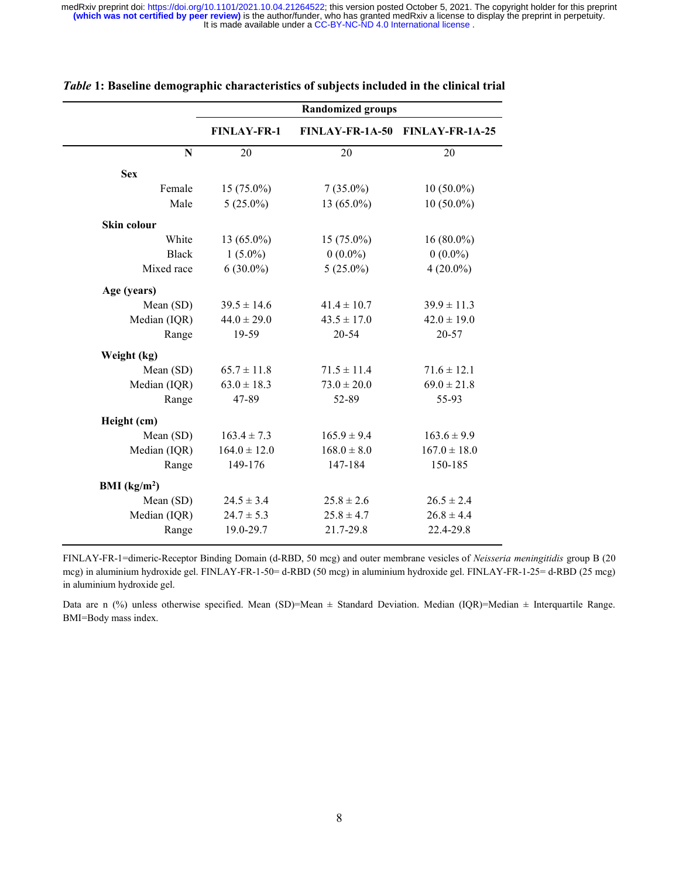***Table* 1: Baseline demographic characteristics of subjects included in the clinical trial**

| | Randomized groups | | |
|---|---|---|---|
| | **FINLAY-FR-1** | **FINLAY-FR-1A-50** | **FINLAY-FR-1A-25** |
| **N** | 20 | 20 | 20 |
| **Sex** | | | |
| Female | 15 (75.0%) | 7 (35.0%) | 10 (50.0%) |
| Male | 5 (25.0%) | 13 (65.0%) | 10 (50.0%) |
| **Skin colour** | | | |
| White | 13 (65.0%) | 15 (75.0%) | 16 (80.0%) |
| Black | 1 (5.0%) | 0 (0.0%) | 0 (0.0%) |
| Mixed race | 6 (30.0%) | 5 (25.0%) | 4 (20.0%) |
| **Age (years)** | | | |
| Mean (SD) | 39.5 ± 14.6 | 41.4 ± 10.7 | 39.9 ± 11.3 |
| Median (IQR) | 44.0 ± 29.0 | 43.5 ± 17.0 | 42.0 ± 19.0 |
| Range | 19-59 | 20-54 | 20-57 |
| **Weight (kg)** | | | |
| Mean (SD) | 65.7 ± 11.8 | 71.5 ± 11.4 | 71.6 ± 12.1 |
| Median (IQR) | 63.0 ± 18.3 | 73.0 ± 20.0 | 69.0 ± 21.8 |
| Range | 47-89 | 52-89 | 55-93 |
| **Height (cm)** | | | |
| Mean (SD) | 163.4 ± 7.3 | 165.9 ± 9.4 | 163.6 ± 9.9 |
| Median (IQR) | 164.0 ± 12.0 | 168.0 ± 8.0 | 167.0 ± 18.0 |
| Range | 149-176 | 147-184 | 150-185 |
| **BMI (kg/m$^2$)** | | | |
| Mean (SD) | 24.5 ± 3.4 | 25.8 ± 2.6 | 26.5 ± 2.4 |
| Median (IQR) | 24.7 ± 5.3 | 25.8 ± 4.7 | 26.8 ± 4.4 |
| Range | 19.0-29.7 | 21.7-29.8 | 22.4-29.8 |

FINLAY-FR-1=dimeric-Receptor Binding Domain (d-RBD, 50 mcg) and outer membrane vesicles of *Neisseria meningitidis* group B (20 mcg) in aluminium hydroxide gel. FINLAY-FR-1-50= d-RBD (50 mcg) in aluminium hydroxide gel. FINLAY-FR-1-25= d-RBD (25 mcg) in aluminium hydroxide gel.

Data are n (%) unless otherwise specified. Mean (SD)=Mean ± Standard Deviation. Median (IQR)=Median ± Interquartile Range. BMI=Body mass index.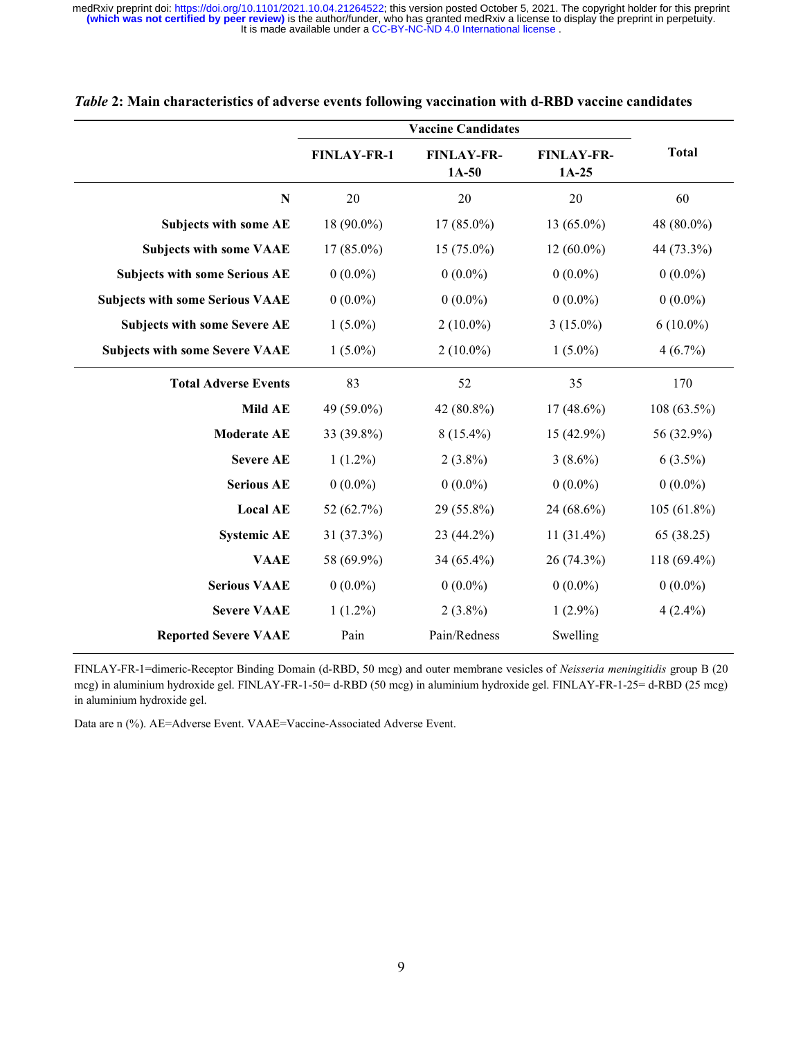*Table* **2: Main characteristics of adverse events following vaccination with d-RBD vaccine candidates**

| | **Vaccine Candidates** | | | **Total** |
|---|---|---|---|---|
| | **FINLAY-FR-1** | **FINLAY-FR-1A-50** | **FINLAY-FR-1A-25** | |
| **N** | 20 | 20 | 20 | 60 |
| **Subjects with some AE** | 18 (90.0%) | 17 (85.0%) | 13 (65.0%) | 48 (80.0%) |
| **Subjects with some VAAE** | 17 (85.0%) | 15 (75.0%) | 12 (60.0%) | 44 (73.3%) |
| **Subjects with some Serious AE** | 0 (0.0%) | 0 (0.0%) | 0 (0.0%) | 0 (0.0%) |
| **Subjects with some Serious VAAE** | 0 (0.0%) | 0 (0.0%) | 0 (0.0%) | 0 (0.0%) |
| **Subjects with some Severe AE** | 1 (5.0%) | 2 (10.0%) | 3 (15.0%) | 6 (10.0%) |
| **Subjects with some Severe VAAE** | 1 (5.0%) | 2 (10.0%) | 1 (5.0%) | 4 (6.7%) |
| **Total Adverse Events** | 83 | 52 | 35 | 170 |
| **Mild AE** | 49 (59.0%) | 42 (80.8%) | 17 (48.6%) | 108 (63.5%) |
| **Moderate AE** | 33 (39.8%) | 8 (15.4%) | 15 (42.9%) | 56 (32.9%) |
| **Severe AE** | 1 (1.2%) | 2 (3.8%) | 3 (8.6%) | 6 (3.5%) |
| **Serious AE** | 0 (0.0%) | 0 (0.0%) | 0 (0.0%) | 0 (0.0%) |
| **Local AE** | 52 (62.7%) | 29 (55.8%) | 24 (68.6%) | 105 (61.8%) |
| **Systemic AE** | 31 (37.3%) | 23 (44.2%) | 11 (31.4%) | 65 (38.25) |
| **VAAE** | 58 (69.9%) | 34 (65.4%) | 26 (74.3%) | 118 (69.4%) |
| **Serious VAAE** | 0 (0.0%) | 0 (0.0%) | 0 (0.0%) | 0 (0.0%) |
| **Severe VAAE** | 1 (1.2%) | 2 (3.8%) | 1 (2.9%) | 4 (2.4%) |
| **Reported Severe VAAE** | Pain | Pain/Redness | Swelling | |

FINLAY-FR-1=dimeric-Receptor Binding Domain (d-RBD, 50 mcg) and outer membrane vesicles of *Neisseria meningitidis* group B (20 mcg) in aluminium hydroxide gel. FINLAY-FR-1-50= d-RBD (50 mcg) in aluminium hydroxide gel. FINLAY-FR-1-25= d-RBD (25 mcg) in aluminium hydroxide gel.

Data are n (%). AE=Adverse Event. VAAE=Vaccine-Associated Adverse Event.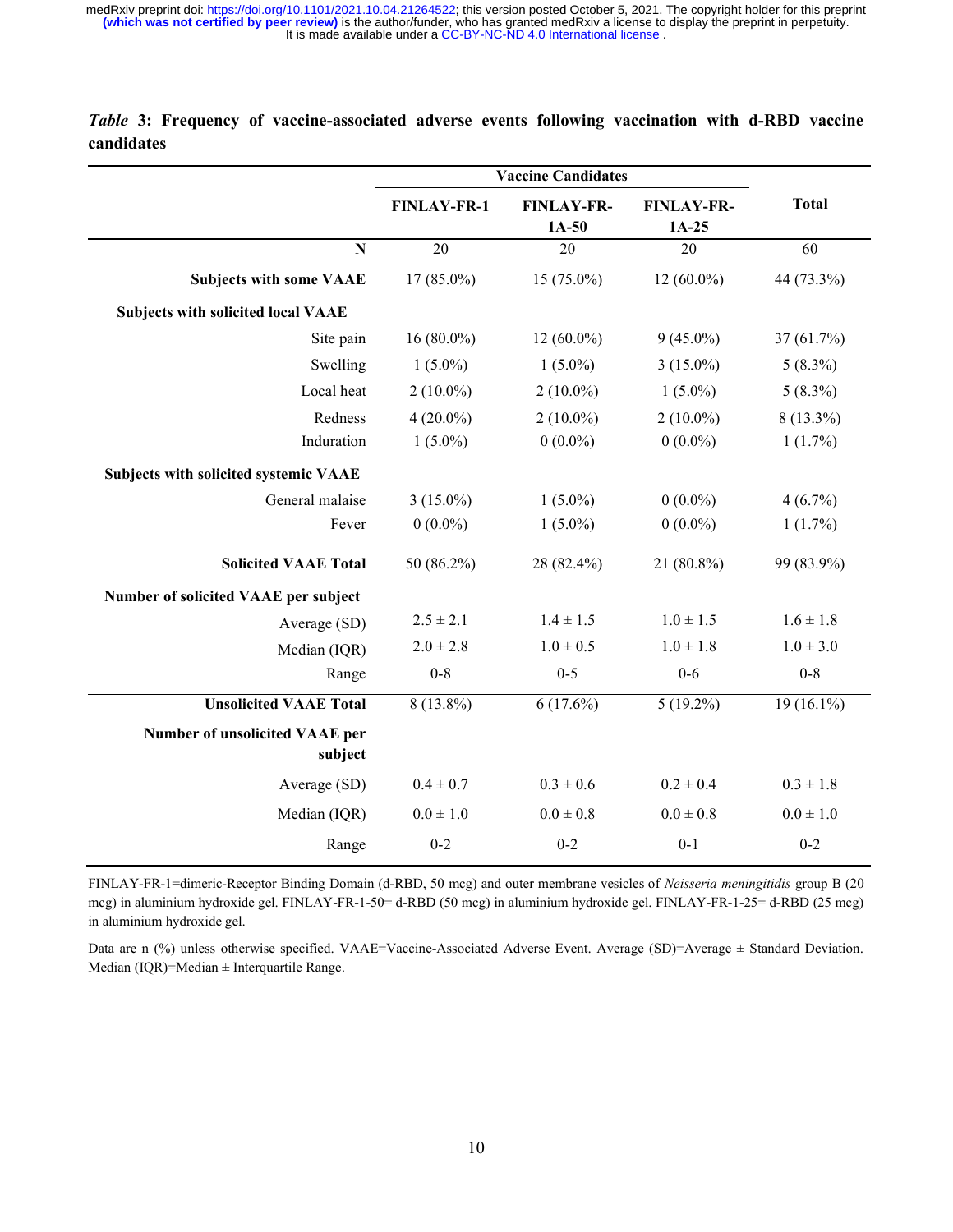***Table* 3: Frequency of vaccine-associated adverse events following vaccination with d-RBD vaccine candidates**

| | Vaccine Candidates | | | Total |
|---|---|---|---|---|
| | **FINLAY-FR-1** | **FINLAY-FR-1A-50** | **FINLAY-FR-1A-25** | |
| **N** | 20 | 20 | 20 | 60 |
| **Subjects with some VAAE** | 17 (85.0%) | 15 (75.0%) | 12 (60.0%) | 44 (73.3%) |
| **Subjects with solicited local VAAE** | | | | |
| Site pain | 16 (80.0%) | 12 (60.0%) | 9 (45.0%) | 37 (61.7%) |
| Swelling | 1 (5.0%) | 1 (5.0%) | 3 (15.0%) | 5 (8.3%) |
| Local heat | 2 (10.0%) | 2 (10.0%) | 1 (5.0%) | 5 (8.3%) |
| Redness | 4 (20.0%) | 2 (10.0%) | 2 (10.0%) | 8 (13.3%) |
| Induration | 1 (5.0%) | 0 (0.0%) | 0 (0.0%) | 1 (1.7%) |
| **Subjects with solicited systemic VAAE** | | | | |
| General malaise | 3 (15.0%) | 1 (5.0%) | 0 (0.0%) | 4 (6.7%) |
| Fever | 0 (0.0%) | 1 (5.0%) | 0 (0.0%) | 1 (1.7%) |
| **Solicited VAAE Total** | 50 (86.2%) | 28 (82.4%) | 21 (80.8%) | 99 (83.9%) |
| **Number of solicited VAAE per subject** | | | | |
| Average (SD) | 2.5 ± 2.1 | 1.4 ± 1.5 | 1.0 ± 1.5 | 1.6 ± 1.8 |
| Median (IQR) | 2.0 ± 2.8 | 1.0 ± 0.5 | 1.0 ± 1.8 | 1.0 ± 3.0 |
| Range | 0-8 | 0-5 | 0-6 | 0-8 |
| **Unsolicited VAAE Total** | 8 (13.8%) | 6 (17.6%) | 5 (19.2%) | 19 (16.1%) |
| **Number of unsolicited VAAE per subject** | | | | |
| Average (SD) | 0.4 ± 0.7 | 0.3 ± 0.6 | 0.2 ± 0.4 | 0.3 ± 1.8 |
| Median (IQR) | 0.0 ± 1.0 | 0.0 ± 0.8 | 0.0 ± 0.8 | 0.0 ± 1.0 |
| Range | 0-2 | 0-2 | 0-1 | 0-2 |

FINLAY-FR-1=dimeric-Receptor Binding Domain (d-RBD, 50 mcg) and outer membrane vesicles of *Neisseria meningitidis* group B (20 mcg) in aluminium hydroxide gel. FINLAY-FR-1-50= d-RBD (50 mcg) in aluminium hydroxide gel. FINLAY-FR-1-25= d-RBD (25 mcg) in aluminium hydroxide gel.

Data are n (%) unless otherwise specified. VAAE=Vaccine-Associated Adverse Event. Average (SD)=Average ± Standard Deviation. Median (IQR)=Median ± Interquartile Range.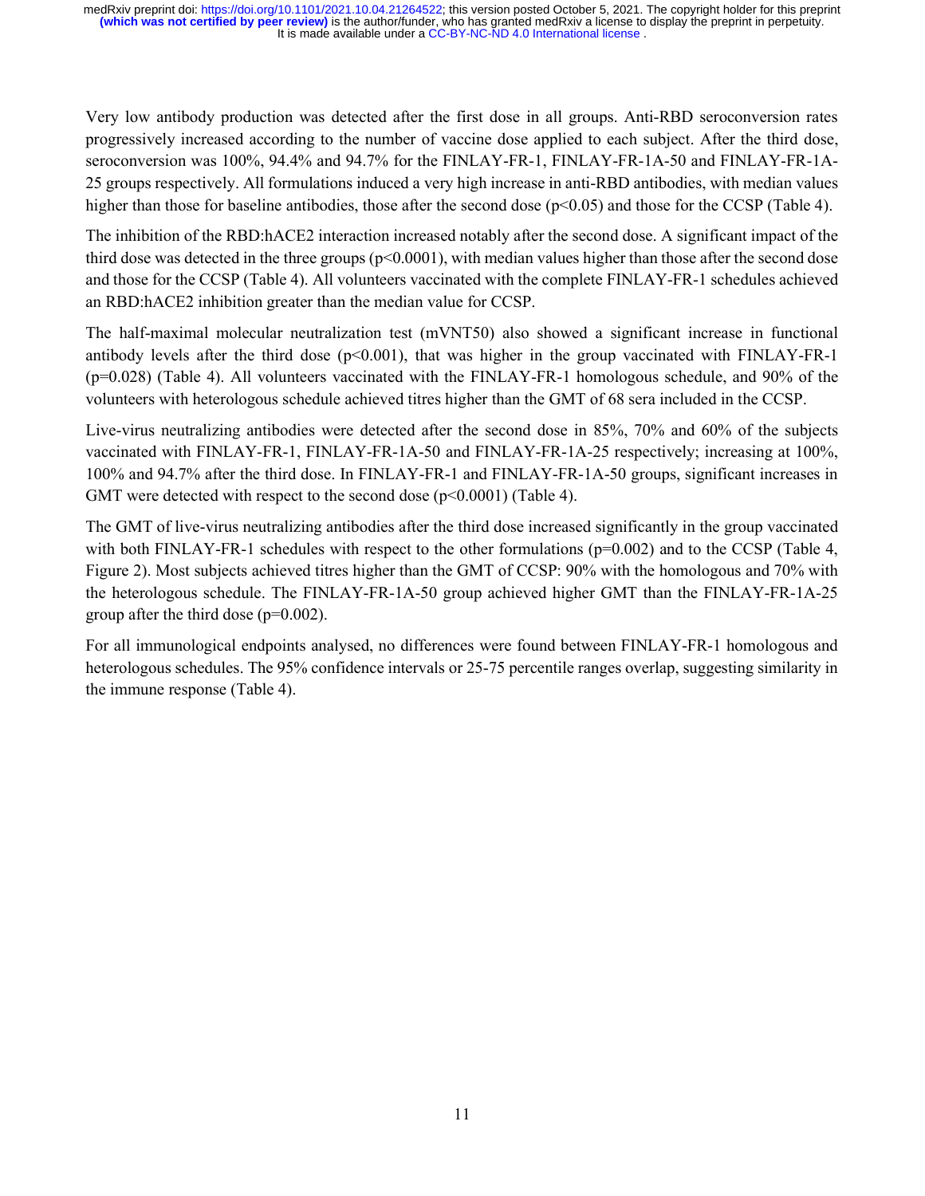Very low antibody production was detected after the first dose in all groups. Anti-RBD seroconversion rates progressively increased according to the number of vaccine dose applied to each subject. After the third dose, seroconversion was 100%, 94.4% and 94.7% for the FINLAY-FR-1, FINLAY-FR-1A-50 and FINLAY-FR-1A-25 groups respectively. All formulations induced a very high increase in anti-RBD antibodies, with median values higher than those for baseline antibodies, those after the second dose ($p<0.05$) and those for the CCSP (Table 4).

The inhibition of the RBD:hACE2 interaction increased notably after the second dose. A significant impact of the third dose was detected in the three groups ($p<0.0001$), with median values higher than those after the second dose and those for the CCSP (Table 4). All volunteers vaccinated with the complete FINLAY-FR-1 schedules achieved an RBD:hACE2 inhibition greater than the median value for CCSP.

The half-maximal molecular neutralization test (mVNT50) also showed a significant increase in functional antibody levels after the third dose ($p<0.001$), that was higher in the group vaccinated with FINLAY-FR-1 ($p=0.028$) (Table 4). All volunteers vaccinated with the FINLAY-FR-1 homologous schedule, and 90% of the volunteers with heterologous schedule achieved titres higher than the GMT of 68 sera included in the CCSP.

Live-virus neutralizing antibodies were detected after the second dose in 85%, 70% and 60% of the subjects vaccinated with FINLAY-FR-1, FINLAY-FR-1A-50 and FINLAY-FR-1A-25 respectively; increasing at 100%, 100% and 94.7% after the third dose. In FINLAY-FR-1 and FINLAY-FR-1A-50 groups, significant increases in GMT were detected with respect to the second dose ($p<0.0001$) (Table 4).

The GMT of live-virus neutralizing antibodies after the third dose increased significantly in the group vaccinated with both FINLAY-FR-1 schedules with respect to the other formulations ($p=0.002$) and to the CCSP (Table 4, Figure 2). Most subjects achieved titres higher than the GMT of CCSP: 90% with the homologous and 70% with the heterologous schedule. The FINLAY-FR-1A-50 group achieved higher GMT than the FINLAY-FR-1A-25 group after the third dose ($p=0.002$).

For all immunological endpoints analysed, no differences were found between FINLAY-FR-1 homologous and heterologous schedules. The 95% confidence intervals or 25-75 percentile ranges overlap, suggesting similarity in the immune response (Table 4).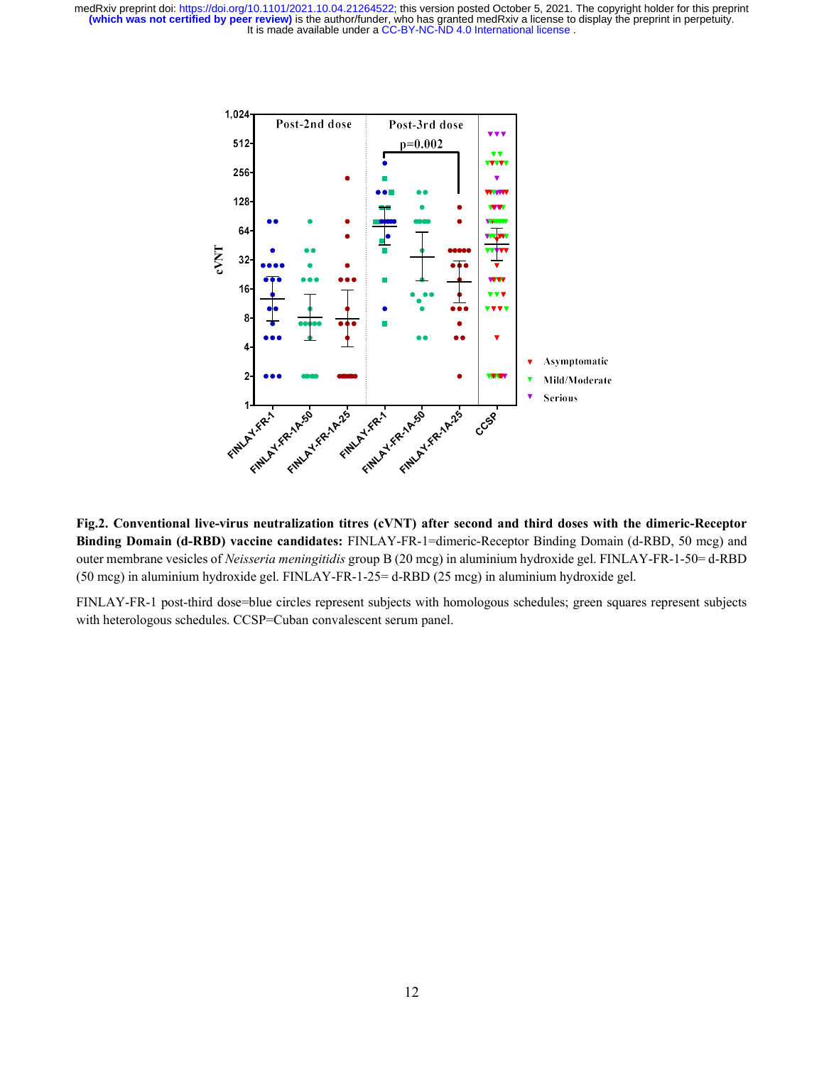**Fig.2. Conventional live-virus neutralization titres (cVNT) after second and third doses with the dimeric-Receptor Binding Domain (d-RBD) vaccine candidates:** FINLAY-FR-1=dimeric-Receptor Binding Domain (d-RBD, 50 mcg) and outer membrane vesicles of *Neisseria meningitidis* group B (20 mcg) in aluminium hydroxide gel. FINLAY-FR-1-50= d-RBD (50 mcg) in aluminium hydroxide gel. FINLAY-FR-1-25= d-RBD (25 mcg) in aluminium hydroxide gel.

FINLAY-FR-1 post-third dose=blue circles represent subjects with homologous schedules; green squares represent subjects with heterologous schedules. CCSP=Cuban convalescent serum panel.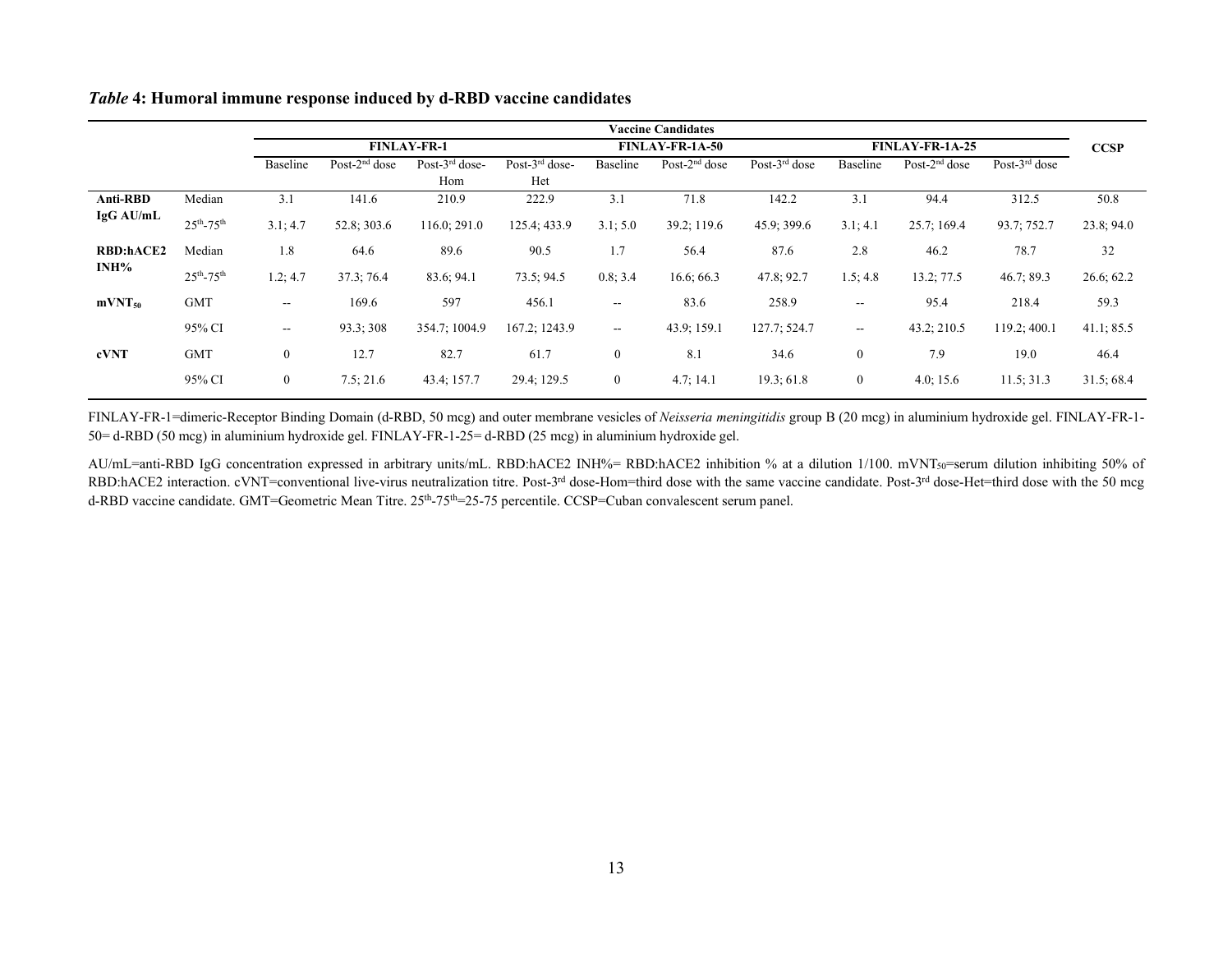*Table* **4: Humoral immune response induced by d-RBD vaccine candidates**

| | | Vaccine Candidates | | | | | | | | | | |
|---|---|---|---|---|---|---|---|---|---|---|---|---|
| | | **FINLAY-FR-1** | | | | **FINLAY-FR-1A-50** | | | **FINLAY-FR-1A-25** | | | **CCSP** |
| | | Baseline | Post-2[nd] dose | Post-3[rd] dose-Hom | Post-3[rd] dose-Het | Baseline | Post-2[nd] dose | Post-3[rd] dose | Baseline | Post-2[nd] dose | Post-3[rd] dose | |
| **Anti-RBD IgG AU/mL** | Median | 3.1 | 141.6 | 210.9 | 222.9 | 3.1 | 71.8 | 142.2 | 3.1 | 94.4 | 312.5 | 50.8 |
| | 25[th]-75[th] | 3.1; 4.7 | 52.8; 303.6 | 116.0; 291.0 | 125.4; 433.9 | 3.1; 5.0 | 39.2; 119.6 | 45.9; 399.6 | 3.1; 4.1 | 25.7; 169.4 | 93.7; 752.7 | 23.8; 94.0 |
| **RBD:hACE2 INH%** | Median | 1.8 | 64.6 | 89.6 | 90.5 | 1.7 | 56.4 | 87.6 | 2.8 | 46.2 | 78.7 | 32 |
| | 25[th]-75[th] | 1.2; 4.7 | 37.3; 76.4 | 83.6; 94.1 | 73.5; 94.5 | 0.8; 3.4 | 16.6; 66.3 | 47.8; 92.7 | 1.5; 4.8 | 13.2; 77.5 | 46.7; 89.3 | 26.6; 62.2 |
| **$mVNT_{50}$** | GMT | -- | 169.6 | 597 | 456.1 | -- | 83.6 | 258.9 | -- | 95.4 | 218.4 | 59.3 |
| | 95% CI | -- | 93.3; 308 | 354.7; 1004.9 | 167.2; 1243.9 | -- | 43.9; 159.1 | 127.7; 524.7 | -- | 43.2; 210.5 | 119.2; 400.1 | 41.1; 85.5 |
| **cVNT** | GMT | 0 | 12.7 | 82.7 | 61.7 | 0 | 8.1 | 34.6 | 0 | 7.9 | 19.0 | 46.4 |
| | 95% CI | 0 | 7.5; 21.6 | 43.4; 157.7 | 29.4; 129.5 | 0 | 4.7; 14.1 | 19.3; 61.8 | 0 | 4.0; 15.6 | 11.5; 31.3 | 31.5; 68.4 |

FINLAY-FR-1=dimeric-Receptor Binding Domain (d-RBD, 50 mcg) and outer membrane vesicles of *Neisseria meningitidis* group B (20 mcg) in aluminium hydroxide gel. FINLAY-FR-1-50= d-RBD (50 mcg) in aluminium hydroxide gel. FINLAY-FR-1-25= d-RBD (25 mcg) in aluminium hydroxide gel.

AU/mL=anti-RBD IgG concentration expressed in arbitrary units/mL. RBD:hACE2 INH%= RBD:hACE2 inhibition % at a dilution 1/100. $mVNT_{50}$=serum dilution inhibiting 50% of RBD:hACE2 interaction. cVNT=conventional live-virus neutralization titre. Post-3[rd] dose-Hom=third dose with the same vaccine candidate. Post-3[rd] dose-Het=third dose with the 50 mcg d-RBD vaccine candidate. GMT=Geometric Mean Titre. 25[th]-75[th]=25-75 percentile. CCSP=Cuban convalescent serum panel.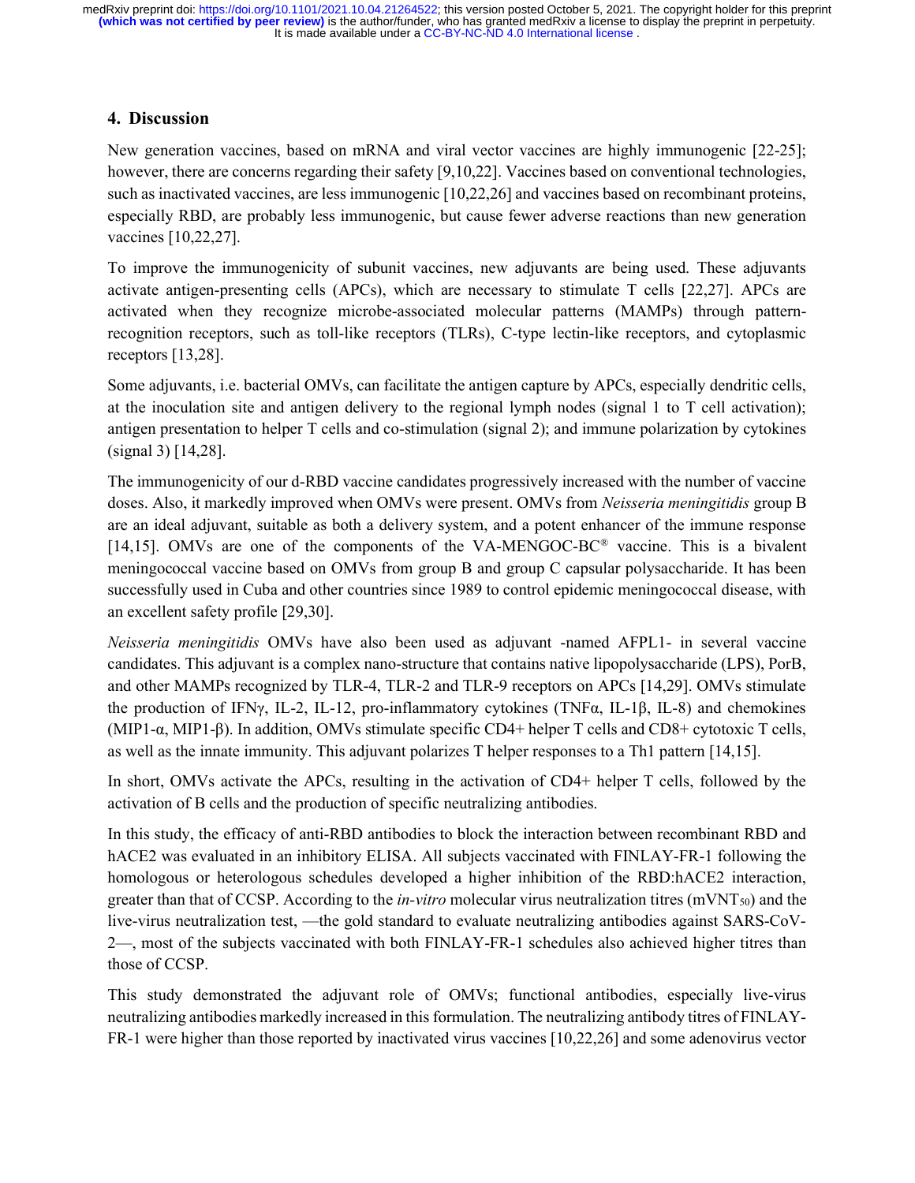## 4. Discussion

New generation vaccines, based on mRNA and viral vector vaccines are highly immunogenic [22-25]; however, there are concerns regarding their safety [9,10,22]. Vaccines based on conventional technologies, such as inactivated vaccines, are less immunogenic [10,22,26] and vaccines based on recombinant proteins, especially RBD, are probably less immunogenic, but cause fewer adverse reactions than new generation vaccines [10,22,27].

To improve the immunogenicity of subunit vaccines, new adjuvants are being used. These adjuvants activate antigen-presenting cells (APCs), which are necessary to stimulate T cells [22,27]. APCs are activated when they recognize microbe-associated molecular patterns (MAMPs) through pattern-recognition receptors, such as toll-like receptors (TLRs), C-type lectin-like receptors, and cytoplasmic receptors [13,28].

Some adjuvants, i.e. bacterial OMVs, can facilitate the antigen capture by APCs, especially dendritic cells, at the inoculation site and antigen delivery to the regional lymph nodes (signal 1 to T cell activation); antigen presentation to helper T cells and co-stimulation (signal 2); and immune polarization by cytokines (signal 3) [14,28].

The immunogenicity of our d-RBD vaccine candidates progressively increased with the number of vaccine doses. Also, it markedly improved when OMVs were present. OMVs from *Neisseria meningitidis* group B are an ideal adjuvant, suitable as both a delivery system, and a potent enhancer of the immune response [14,15]. OMVs are one of the components of the VA-MENGOC-BC® vaccine. This is a bivalent meningococcal vaccine based on OMVs from group B and group C capsular polysaccharide. It has been successfully used in Cuba and other countries since 1989 to control epidemic meningococcal disease, with an excellent safety profile [29,30].

*Neisseria meningitidis* OMVs have also been used as adjuvant -named AFPL1- in several vaccine candidates. This adjuvant is a complex nano-structure that contains native lipopolysaccharide (LPS), PorB, and other MAMPs recognized by TLR-4, TLR-2 and TLR-9 receptors on APCs [14,29]. OMVs stimulate the production of IFNγ, IL-2, IL-12, pro-inflammatory cytokines (TNFα, IL-1β, IL-8) and chemokines (MIP1-α, MIP1-β). In addition, OMVs stimulate specific CD4+ helper T cells and CD8+ cytotoxic T cells, as well as the innate immunity. This adjuvant polarizes T helper responses to a Th1 pattern [14,15].

In short, OMVs activate the APCs, resulting in the activation of CD4+ helper T cells, followed by the activation of B cells and the production of specific neutralizing antibodies.

In this study, the efficacy of anti-RBD antibodies to block the interaction between recombinant RBD and hACE2 was evaluated in an inhibitory ELISA. All subjects vaccinated with FINLAY-FR-1 following the homologous or heterologous schedules developed a higher inhibition of the RBD:hACE2 interaction, greater than that of CCSP. According to the *in-vitro* molecular virus neutralization titres ($mVNT_{50}$) and the live-virus neutralization test, —the gold standard to evaluate neutralizing antibodies against SARS-CoV-2—, most of the subjects vaccinated with both FINLAY-FR-1 schedules also achieved higher titres than those of CCSP.

This study demonstrated the adjuvant role of OMVs; functional antibodies, especially live-virus neutralizing antibodies markedly increased in this formulation. The neutralizing antibody titres of FINLAY-FR-1 were higher than those reported by inactivated virus vaccines [10,22,26] and some adenovirus vector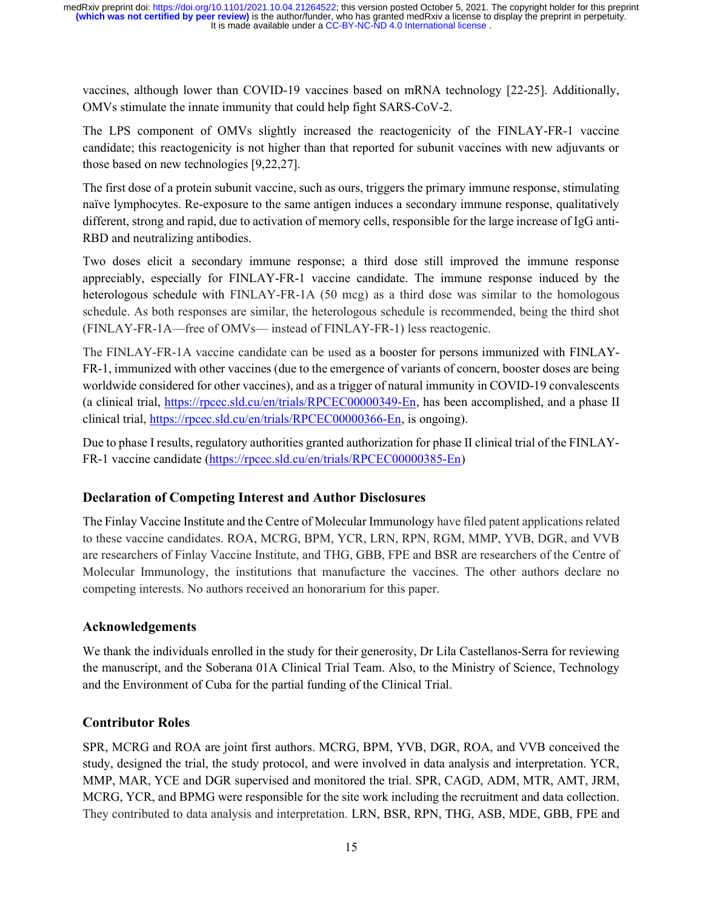vaccines, although lower than COVID-19 vaccines based on mRNA technology [22-25]. Additionally, OMVs stimulate the innate immunity that could help fight SARS-CoV-2.

The LPS component of OMVs slightly increased the reactogenicity of the FINLAY-FR-1 vaccine candidate; this reactogenicity is not higher than that reported for subunit vaccines with new adjuvants or those based on new technologies [9,22,27].

The first dose of a protein subunit vaccine, such as ours, triggers the primary immune response, stimulating naïve lymphocytes. Re-exposure to the same antigen induces a secondary immune response, qualitatively different, strong and rapid, due to activation of memory cells, responsible for the large increase of IgG anti-RBD and neutralizing antibodies.

Two doses elicit a secondary immune response; a third dose still improved the immune response appreciably, especially for FINLAY-FR-1 vaccine candidate. The immune response induced by the heterologous schedule with FINLAY-FR-1A (50 mcg) as a third dose was similar to the homologous schedule. As both responses are similar, the heterologous schedule is recommended, being the third shot (FINLAY-FR-1A—free of OMVs— instead of FINLAY-FR-1) less reactogenic.

The FINLAY-FR-1A vaccine candidate can be used as a booster for persons immunized with FINLAY-FR-1, immunized with other vaccines (due to the emergence of variants of concern, booster doses are being worldwide considered for other vaccines), and as a trigger of natural immunity in COVID-19 convalescents (a clinical trial, https://rpcec.sld.cu/en/trials/RPCEC00000349-En, has been accomplished, and a phase II clinical trial, https://rpcec.sld.cu/en/trials/RPCEC00000366-En, is ongoing).

Due to phase I results, regulatory authorities granted authorization for phase II clinical trial of the FINLAY-FR-1 vaccine candidate (https://rpcec.sld.cu/en/trials/RPCEC00000385-En)

## Declaration of Competing Interest and Author Disclosures

The Finlay Vaccine Institute and the Centre of Molecular Immunology have filed patent applications related to these vaccine candidates. ROA, MCRG, BPM, YCR, LRN, RPN, RGM, MMP, YVB, DGR, and VVB are researchers of Finlay Vaccine Institute, and THG, GBB, FPE and BSR are researchers of the Centre of Molecular Immunology, the institutions that manufacture the vaccines. The other authors declare no competing interests. No authors received an honorarium for this paper.

## Acknowledgements

We thank the individuals enrolled in the study for their generosity, Dr Lila Castellanos-Serra for reviewing the manuscript, and the Soberana 01A Clinical Trial Team. Also, to the Ministry of Science, Technology and the Environment of Cuba for the partial funding of the Clinical Trial.

## Contributor Roles

SPR, MCRG and ROA are joint first authors. MCRG, BPM, YVB, DGR, ROA, and VVB conceived the study, designed the trial, the study protocol, and were involved in data analysis and interpretation. YCR, MMP, MAR, YCE and DGR supervised and monitored the trial. SPR, CAGD, ADM, MTR, AMT, JRM, MCRG, YCR, and BPMG were responsible for the site work including the recruitment and data collection. They contributed to data analysis and interpretation. LRN, BSR, RPN, THG, ASB, MDE, GBB, FPE and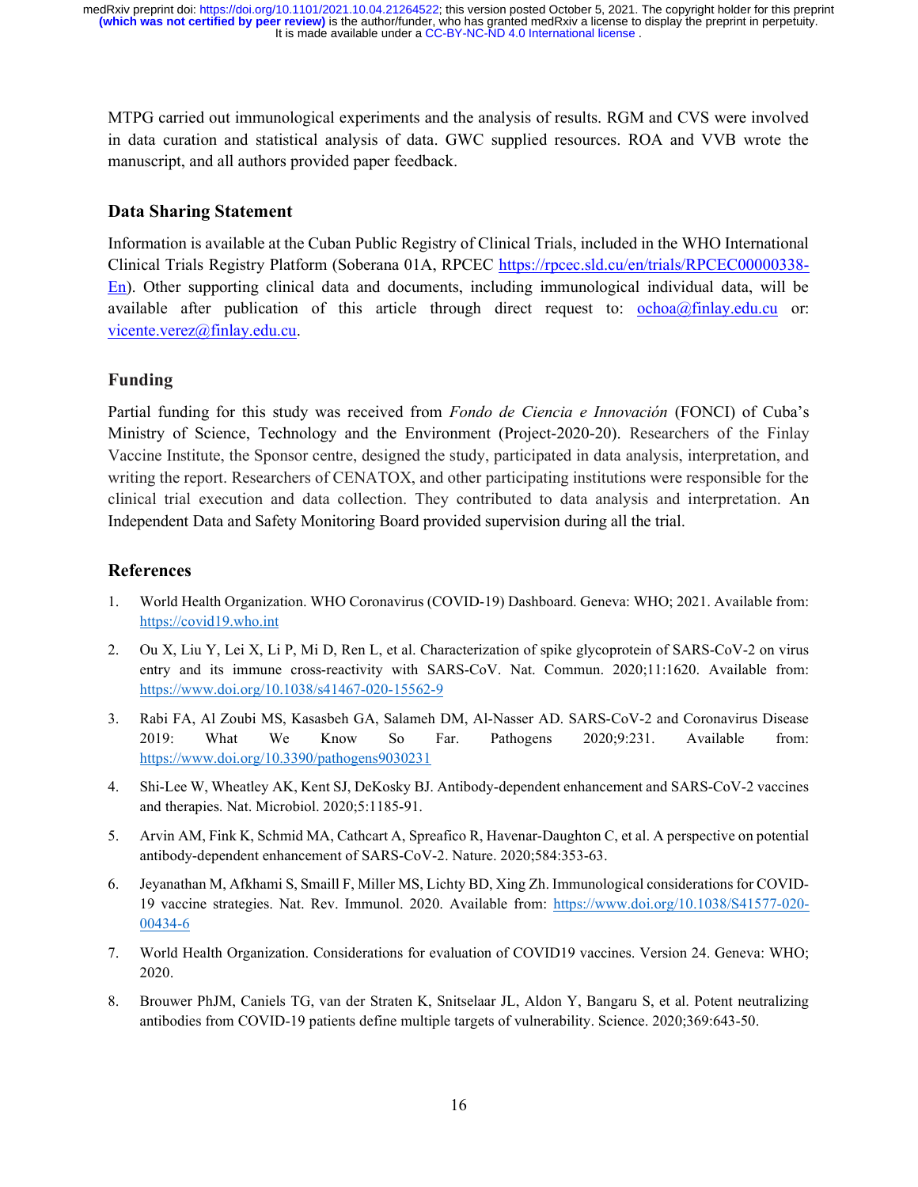MTPG carried out immunological experiments and the analysis of results. RGM and CVS were involved in data curation and statistical analysis of data. GWC supplied resources. ROA and VVB wrote the manuscript, and all authors provided paper feedback.

## Data Sharing Statement

Information is available at the Cuban Public Registry of Clinical Trials, included in the WHO International Clinical Trials Registry Platform (Soberana 01A, RPCEC https://rpcec.sld.cu/en/trials/RPCEC00000338-En). Other supporting clinical data and documents, including immunological individual data, will be available after publication of this article through direct request to: ochoa@finlay.edu.cu or: vicente.verez@finlay.edu.cu.

## Funding

Partial funding for this study was received from *Fondo de Ciencia e Innovación* (FONCI) of Cuba's Ministry of Science, Technology and the Environment (Project-2020-20). Researchers of the Finlay Vaccine Institute, the Sponsor centre, designed the study, participated in data analysis, interpretation, and writing the report. Researchers of CENATOX, and other participating institutions were responsible for the clinical trial execution and data collection. They contributed to data analysis and interpretation. An Independent Data and Safety Monitoring Board provided supervision during all the trial.

## References

1. World Health Organization. WHO Coronavirus (COVID-19) Dashboard. Geneva: WHO; 2021. Available from: https://covid19.who.int
2. Ou X, Liu Y, Lei X, Li P, Mi D, Ren L, et al. Characterization of spike glycoprotein of SARS-CoV-2 on virus entry and its immune cross-reactivity with SARS-CoV. Nat. Commun. 2020;11:1620. Available from: https://www.doi.org/10.1038/s41467-020-15562-9
3. Rabi FA, Al Zoubi MS, Kasasbeh GA, Salameh DM, Al-Nasser AD. SARS-CoV-2 and Coronavirus Disease 2019: What We Know So Far. Pathogens 2020;9:231. Available from: https://www.doi.org/10.3390/pathogens9030231
4. Shi-Lee W, Wheatley AK, Kent SJ, DeKosky BJ. Antibody-dependent enhancement and SARS-CoV-2 vaccines and therapies. Nat. Microbiol. 2020;5:1185-91.
5. Arvin AM, Fink K, Schmid MA, Cathcart A, Spreafico R, Havenar-Daughton C, et al. A perspective on potential antibody-dependent enhancement of SARS-CoV-2. Nature. 2020;584:353-63.
6. Jeyanathan M, Afkhami S, Smaill F, Miller MS, Lichty BD, Xing Zh. Immunological considerations for COVID-19 vaccine strategies. Nat. Rev. Immunol. 2020. Available from: https://www.doi.org/10.1038/S41577-020-00434-6
7. World Health Organization. Considerations for evaluation of COVID19 vaccines. Version 24. Geneva: WHO; 2020.
8. Brouwer PhJM, Caniels TG, van der Straten K, Snitselaar JL, Aldon Y, Bangaru S, et al. Potent neutralizing antibodies from COVID-19 patients define multiple targets of vulnerability. Science. 2020;369:643-50.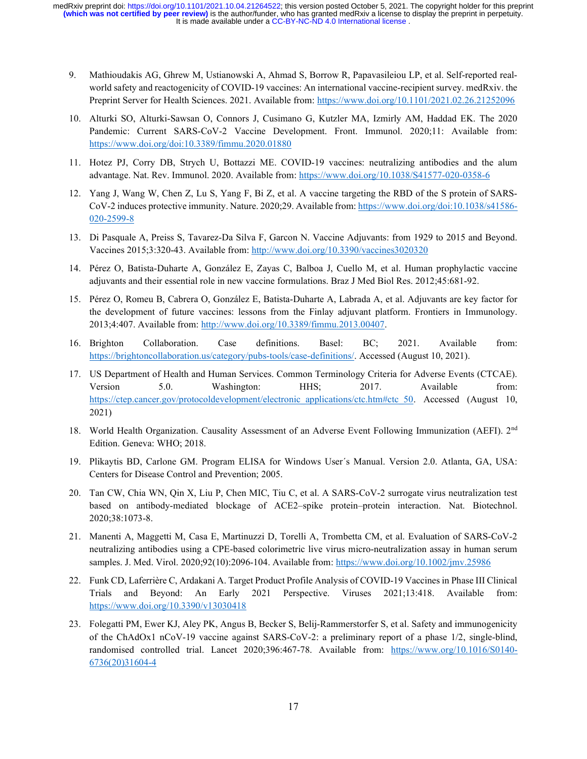9. Mathioudakis AG, Ghrew M, Ustianowski A, Ahmad S, Borrow R, Papavasileiou LP, et al. Self-reported real-world safety and reactogenicity of COVID-19 vaccines: An international vaccine-recipient survey. medRxiv. the Preprint Server for Health Sciences. 2021. Available from: https://www.doi.org/10.1101/2021.02.26.21252096

10. Alturki SO, Alturki-Sawsan O, Connors J, Cusimano G, Kutzler MA, Izmirly AM, Haddad EK. The 2020 Pandemic: Current SARS-CoV-2 Vaccine Development. Front. Immunol. 2020;11: Available from: https://www.doi.org/doi:10.3389/fimmu.2020.01880

11. Hotez PJ, Corry DB, Strych U, Bottazzi ME. COVID-19 vaccines: neutralizing antibodies and the alum advantage. Nat. Rev. Immunol. 2020. Available from: https://www.doi.org/10.1038/S41577-020-0358-6

12. Yang J, Wang W, Chen Z, Lu S, Yang F, Bi Z, et al. A vaccine targeting the RBD of the S protein of SARS-CoV-2 induces protective immunity. Nature. 2020;29. Available from: https://www.doi.org/doi:10.1038/s41586-020-2599-8

13. Di Pasquale A, Preiss S, Tavarez-Da Silva F, Garcon N. Vaccine Adjuvants: from 1929 to 2015 and Beyond. Vaccines 2015;3:320-43. Available from: http://www.doi.org/10.3390/vaccines3020320

14. Pérez O, Batista-Duharte A, González E, Zayas C, Balboa J, Cuello M, et al. Human prophylactic vaccine adjuvants and their essential role in new vaccine formulations. Braz J Med Biol Res. 2012;45:681-92.

15. Pérez O, Romeu B, Cabrera O, González E, Batista-Duharte A, Labrada A, et al. Adjuvants are key factor for the development of future vaccines: lessons from the Finlay adjuvant platform. Frontiers in Immunology. 2013;4:407. Available from: http://www.doi.org/10.3389/fimmu.2013.00407.

16. Brighton Collaboration. Case definitions. Basel: BC; 2021. Available from: https://brightoncollaboration.us/category/pubs-tools/case-definitions/. Accessed (August 10, 2021).

17. US Department of Health and Human Services. Common Terminology Criteria for Adverse Events (CTCAE). Version 5.0. Washington: HHS; 2017. Available from: https://ctep.cancer.gov/protocoldevelopment/electronic_applications/ctc.htm#ctc_50. Accessed (August 10, 2021)

18. World Health Organization. Causality Assessment of an Adverse Event Following Immunization (AEFI). 2nd Edition. Geneva: WHO; 2018.

19. Plikaytis BD, Carlone GM. Program ELISA for Windows User´s Manual. Version 2.0. Atlanta, GA, USA: Centers for Disease Control and Prevention; 2005.

20. Tan CW, Chia WN, Qin X, Liu P, Chen MIC, Tiu C, et al. A SARS-CoV-2 surrogate virus neutralization test based on antibody-mediated blockage of ACE2–spike protein–protein interaction. Nat. Biotechnol. 2020;38:1073-8.

21. Manenti A, Maggetti M, Casa E, Martinuzzi D, Torelli A, Trombetta CM, et al. Evaluation of SARS-CoV-2 neutralizing antibodies using a CPE-based colorimetric live virus micro-neutralization assay in human serum samples. J. Med. Virol. 2020;92(10):2096-104. Available from: https://www.doi.org/10.1002/jmv.25986

22. Funk CD, Laferrière C, Ardakani A. Target Product Profile Analysis of COVID-19 Vaccines in Phase III Clinical Trials and Beyond: An Early 2021 Perspective. Viruses 2021;13:418. Available from: https://www.doi.org/10.3390/v13030418

23. Folegatti PM, Ewer KJ, Aley PK, Angus B, Becker S, Belij-Rammerstorfer S, et al. Safety and immunogenicity of the ChAdOx1 nCoV-19 vaccine against SARS-CoV-2: a preliminary report of a phase 1/2, single-blind, randomised controlled trial. Lancet 2020;396:467-78. Available from: https://www.org/10.1016/S0140-6736(20)31604-4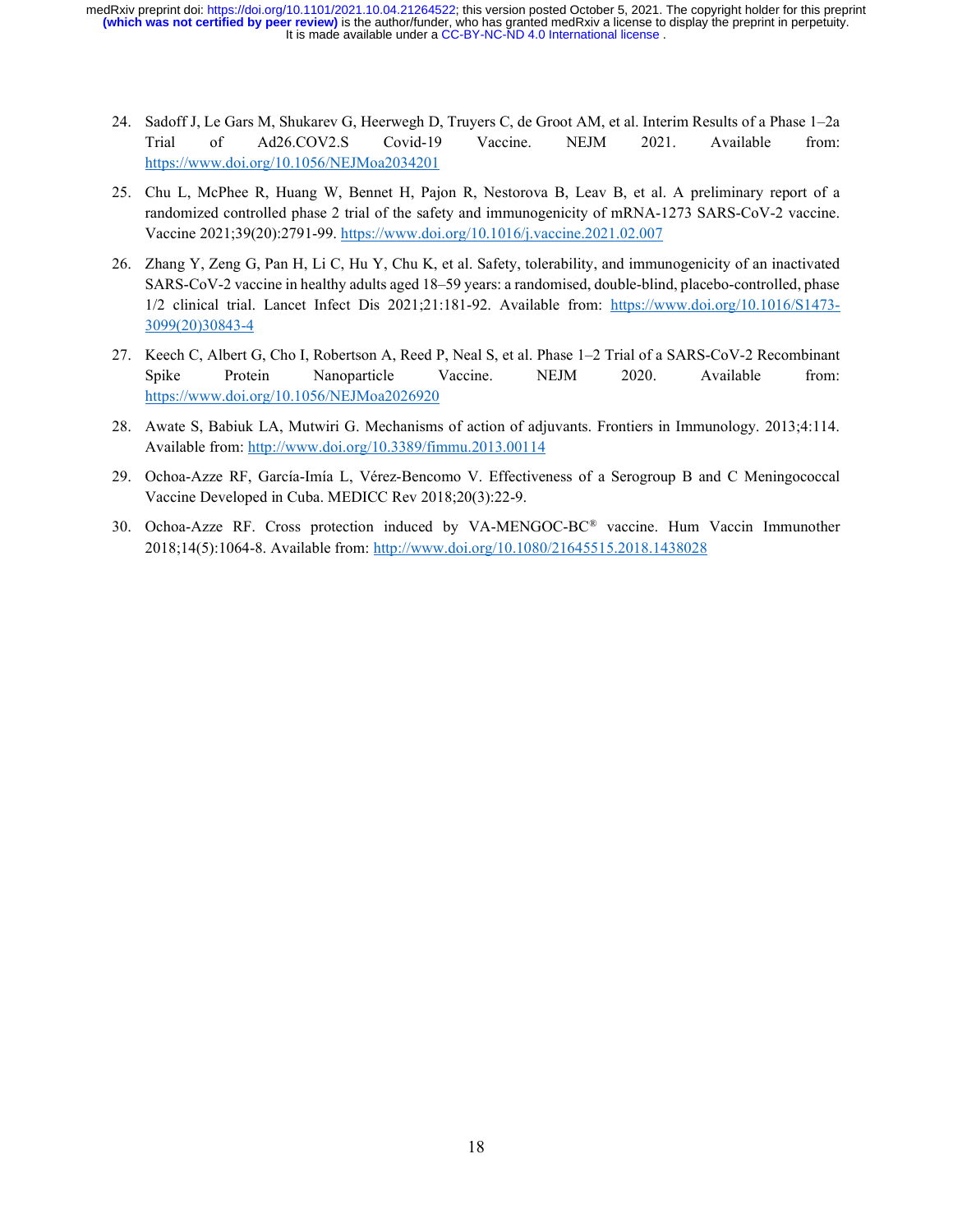24. Sadoff J, Le Gars M, Shukarev G, Heerwegh D, Truyers C, de Groot AM, et al. Interim Results of a Phase 1–2a Trial of Ad26.COV2.S Covid-19 Vaccine. NEJM 2021. Available from: https://www.doi.org/10.1056/NEJMoa2034201

25. Chu L, McPhee R, Huang W, Bennet H, Pajon R, Nestorova B, Leav B, et al. A preliminary report of a randomized controlled phase 2 trial of the safety and immunogenicity of mRNA-1273 SARS-CoV-2 vaccine. Vaccine 2021;39(20):2791-99. https://www.doi.org/10.1016/j.vaccine.2021.02.007

26. Zhang Y, Zeng G, Pan H, Li C, Hu Y, Chu K, et al. Safety, tolerability, and immunogenicity of an inactivated SARS-CoV-2 vaccine in healthy adults aged 18–59 years: a randomised, double-blind, placebo-controlled, phase 1/2 clinical trial. Lancet Infect Dis 2021;21:181-92. Available from: https://www.doi.org/10.1016/S1473-3099(20)30843-4

27. Keech C, Albert G, Cho I, Robertson A, Reed P, Neal S, et al. Phase 1–2 Trial of a SARS-CoV-2 Recombinant Spike Protein Nanoparticle Vaccine. NEJM 2020. Available from: https://www.doi.org/10.1056/NEJMoa2026920

28. Awate S, Babiuk LA, Mutwiri G. Mechanisms of action of adjuvants. Frontiers in Immunology. 2013;4:114. Available from: http://www.doi.org/10.3389/fimmu.2013.00114

29. Ochoa-Azze RF, García-Imía L, Vérez-Bencomo V. Effectiveness of a Serogroup B and C Meningococcal Vaccine Developed in Cuba. MEDICC Rev 2018;20(3):22-9.

30. Ochoa-Azze RF. Cross protection induced by VA-MENGOC-BC® vaccine. Hum Vaccin Immunother 2018;14(5):1064-8. Available from: http://www.doi.org/10.1080/21645515.2018.1438028